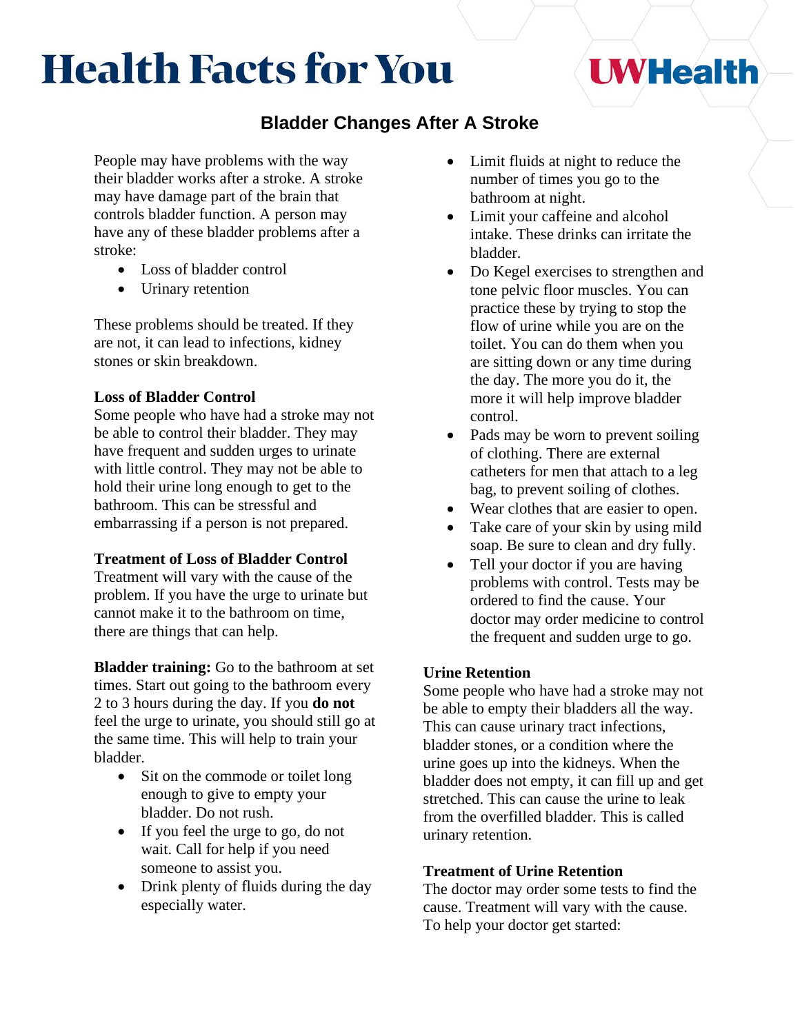# Health Facts for You

UWHealth

## Bladder Changes After A Stroke

People may have problems with the way their bladder works after a stroke. A stroke may have damage part of the brain that controls bladder function. A person may have any of these bladder problems after a stroke:

- Loss of bladder control
- Urinary retention

These problems should be treated. If they are not, it can lead to infections, kidney stones or skin breakdown.

**Loss of Bladder Control**

Some people who have had a stroke may not be able to control their bladder. They may have frequent and sudden urges to urinate with little control. They may not be able to hold their urine long enough to get to the bathroom. This can be stressful and embarrassing if a person is not prepared.

**Treatment of Loss of Bladder Control**

Treatment will vary with the cause of the problem. If you have the urge to urinate but cannot make it to the bathroom on time, there are things that can help.

**Bladder training:** Go to the bathroom at set times. Start out going to the bathroom every 2 to 3 hours during the day. If you **do not** feel the urge to urinate, you should still go at the same time. This will help to train your bladder.

- Sit on the commode or toilet long enough to give to empty your bladder. Do not rush.
- If you feel the urge to go, do not wait. Call for help if you need someone to assist you.
- Drink plenty of fluids during the day especially water.
- Limit fluids at night to reduce the number of times you go to the bathroom at night.
- Limit your caffeine and alcohol intake. These drinks can irritate the bladder.
- Do Kegel exercises to strengthen and tone pelvic floor muscles. You can practice these by trying to stop the flow of urine while you are on the toilet. You can do them when you are sitting down or any time during the day. The more you do it, the more it will help improve bladder control.
- Pads may be worn to prevent soiling of clothing. There are external catheters for men that attach to a leg bag, to prevent soiling of clothes.
- Wear clothes that are easier to open.
- Take care of your skin by using mild soap. Be sure to clean and dry fully.
- Tell your doctor if you are having problems with control. Tests may be ordered to find the cause. Your doctor may order medicine to control the frequent and sudden urge to go.

**Urine Retention**

Some people who have had a stroke may not be able to empty their bladders all the way. This can cause urinary tract infections, bladder stones, or a condition where the urine goes up into the kidneys. When the bladder does not empty, it can fill up and get stretched. This can cause the urine to leak from the overfilled bladder. This is called urinary retention.

**Treatment of Urine Retention**

The doctor may order some tests to find the cause. Treatment will vary with the cause. To help your doctor get started: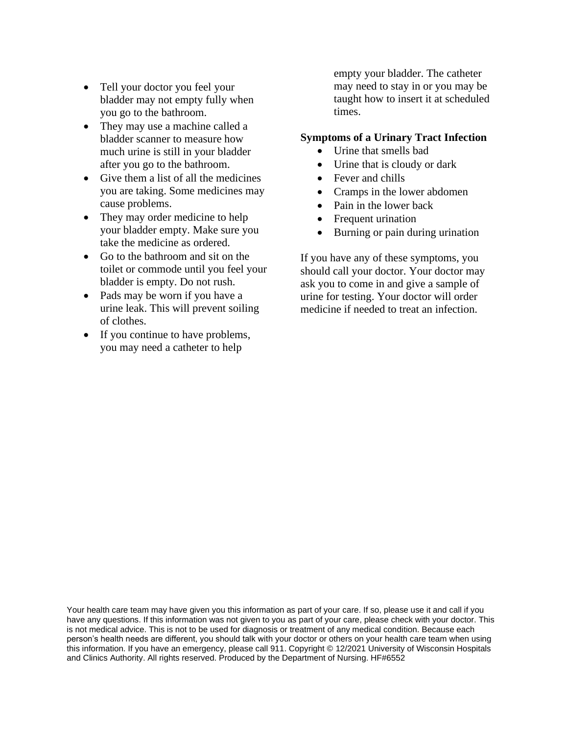- Tell your doctor you feel your bladder may not empty fully when you go to the bathroom.
- They may use a machine called a bladder scanner to measure how much urine is still in your bladder after you go to the bathroom.
- Give them a list of all the medicines you are taking. Some medicines may cause problems.
- They may order medicine to help your bladder empty. Make sure you take the medicine as ordered.
- Go to the bathroom and sit on the toilet or commode until you feel your bladder is empty. Do not rush.
- Pads may be worn if you have a urine leak. This will prevent soiling of clothes.
- If you continue to have problems, you may need a catheter to help empty your bladder. The catheter may need to stay in or you may be taught how to insert it at scheduled times.

**Symptoms of a Urinary Tract Infection**

- Urine that smells bad
- Urine that is cloudy or dark
- Fever and chills
- Cramps in the lower abdomen
- Pain in the lower back
- Frequent urination
- Burning or pain during urination

If you have any of these symptoms, you should call your doctor. Your doctor may ask you to come in and give a sample of urine for testing. Your doctor will order medicine if needed to treat an infection.

Your health care team may have given you this information as part of your care. If so, please use it and call if you have any questions. If this information was not given to you as part of your care, please check with your doctor. This is not medical advice. This is not to be used for diagnosis or treatment of any medical condition. Because each person's health needs are different, you should talk with your doctor or others on your health care team when using this information. If you have an emergency, please call 911. Copyright © 12/2021 University of Wisconsin Hospitals and Clinics Authority. All rights reserved. Produced by the Department of Nursing. HF#6552